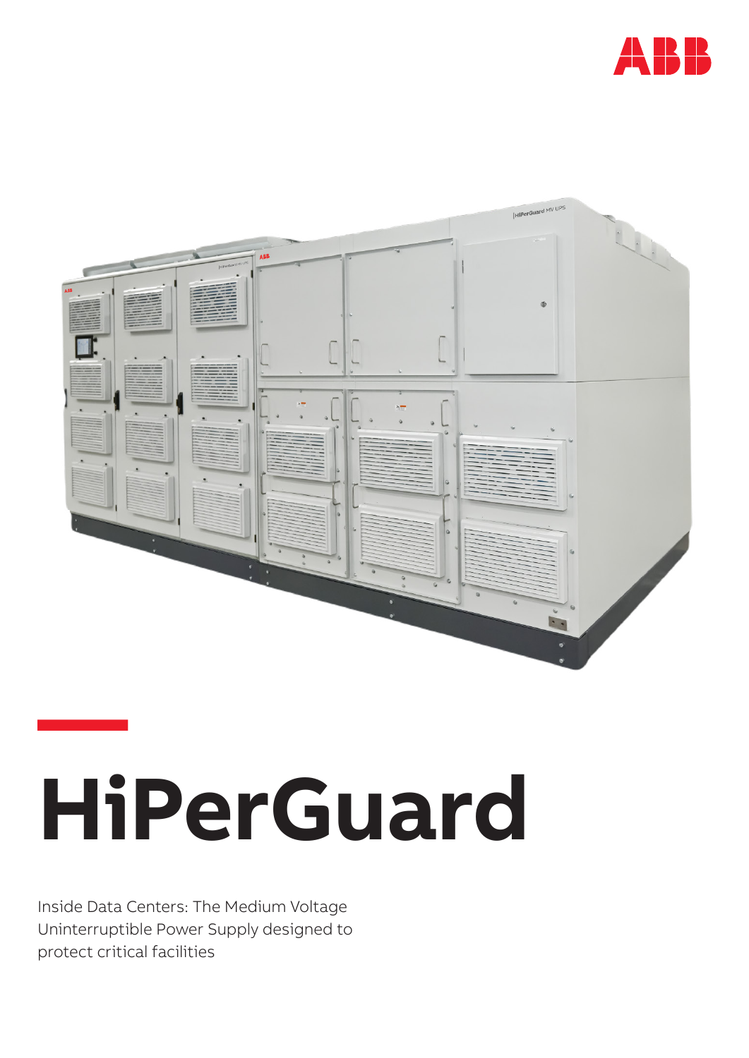# HiPerGuard

Inside Data Centers: The Medium Voltage Uninterruptible Power Supply designed to protect critical facilities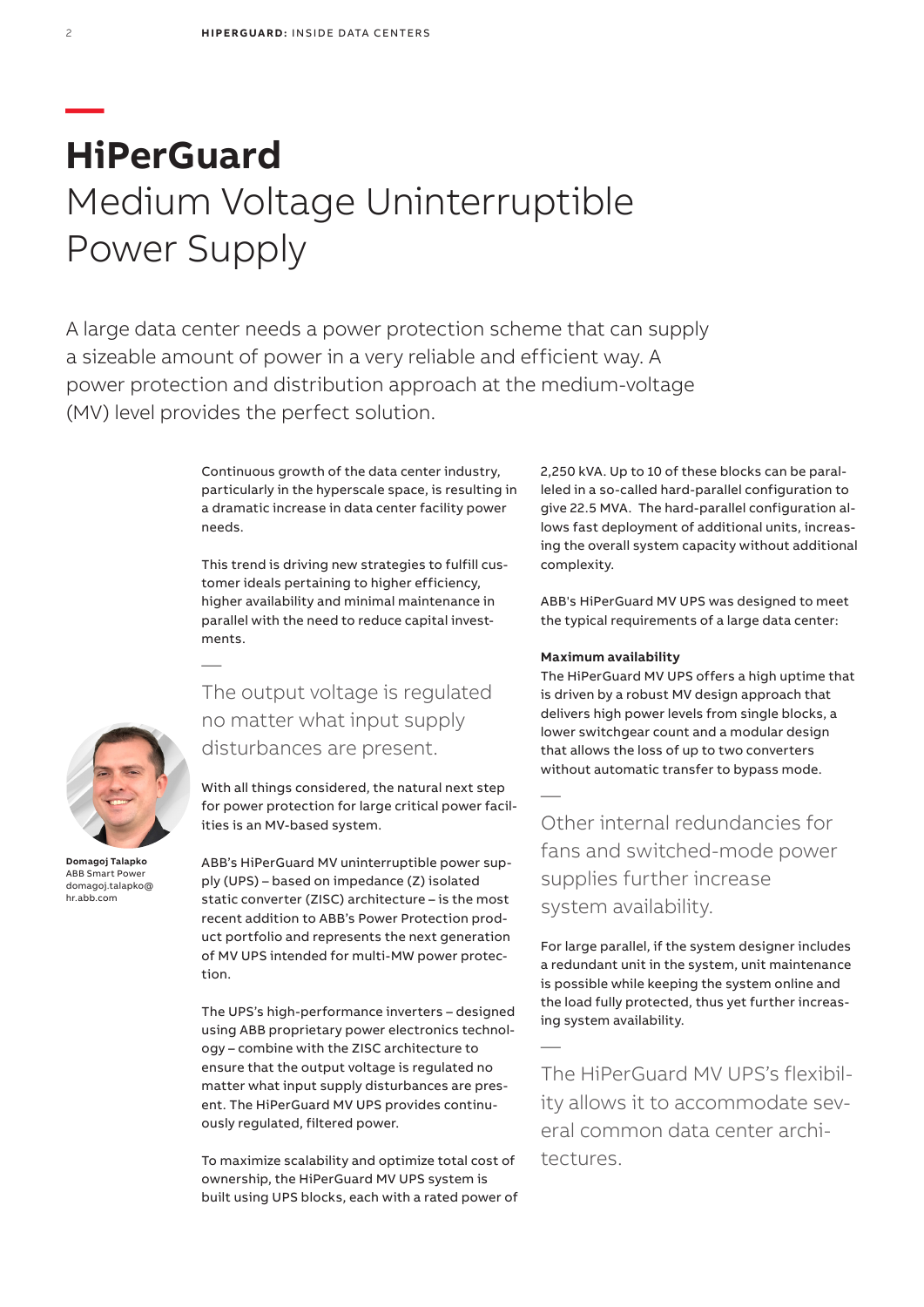# HiPerGuard
## Medium Voltage Uninterruptible Power Supply

A large data center needs a power protection scheme that can supply a sizeable amount of power in a very reliable and efficient way. A power protection and distribution approach at the medium-voltage (MV) level provides the perfect solution.

**Domagoj Talapko**
ABB Smart Power
domagoj.talapko@hr.abb.com

Continuous growth of the data center industry, particularly in the hyperscale space, is resulting in a dramatic increase in data center facility power needs.

This trend is driving new strategies to fulfill customer ideals pertaining to higher efficiency, higher availability and minimal maintenance in parallel with the need to reduce capital investments.

—

The output voltage is regulated no matter what input supply disturbances are present.

With all things considered, the natural next step for power protection for large critical power facilities is an MV-based system.

ABB's HiPerGuard MV uninterruptible power supply (UPS) – based on impedance (Z) isolated static converter (ZISC) architecture – is the most recent addition to ABB's Power Protection product portfolio and represents the next generation of MV UPS intended for multi-MW power protection.

The UPS's high-performance inverters – designed using ABB proprietary power electronics technology – combine with the ZISC architecture to ensure that the output voltage is regulated no matter what input supply disturbances are present. The HiPerGuard MV UPS provides continuously regulated, filtered power.

To maximize scalability and optimize total cost of ownership, the HiPerGuard MV UPS system is built using UPS blocks, each with a rated power of 2,250 kVA. Up to 10 of these blocks can be paralleled in a so-called hard-parallel configuration to give 22.5 MVA. The hard-parallel configuration allows fast deployment of additional units, increasing the overall system capacity without additional complexity.

ABB's HiPerGuard MV UPS was designed to meet the typical requirements of a large data center:

**Maximum availability**
The HiPerGuard MV UPS offers a high uptime that is driven by a robust MV design approach that delivers high power levels from single blocks, a lower switchgear count and a modular design that allows the loss of up to two converters without automatic transfer to bypass mode.

—

Other internal redundancies for fans and switched-mode power supplies further increase system availability.

For large parallel, if the system designer includes a redundant unit in the system, unit maintenance is possible while keeping the system online and the load fully protected, thus yet further increasing system availability.

—

The HiPerGuard MV UPS's flexibility allows it to accommodate several common data center architectures.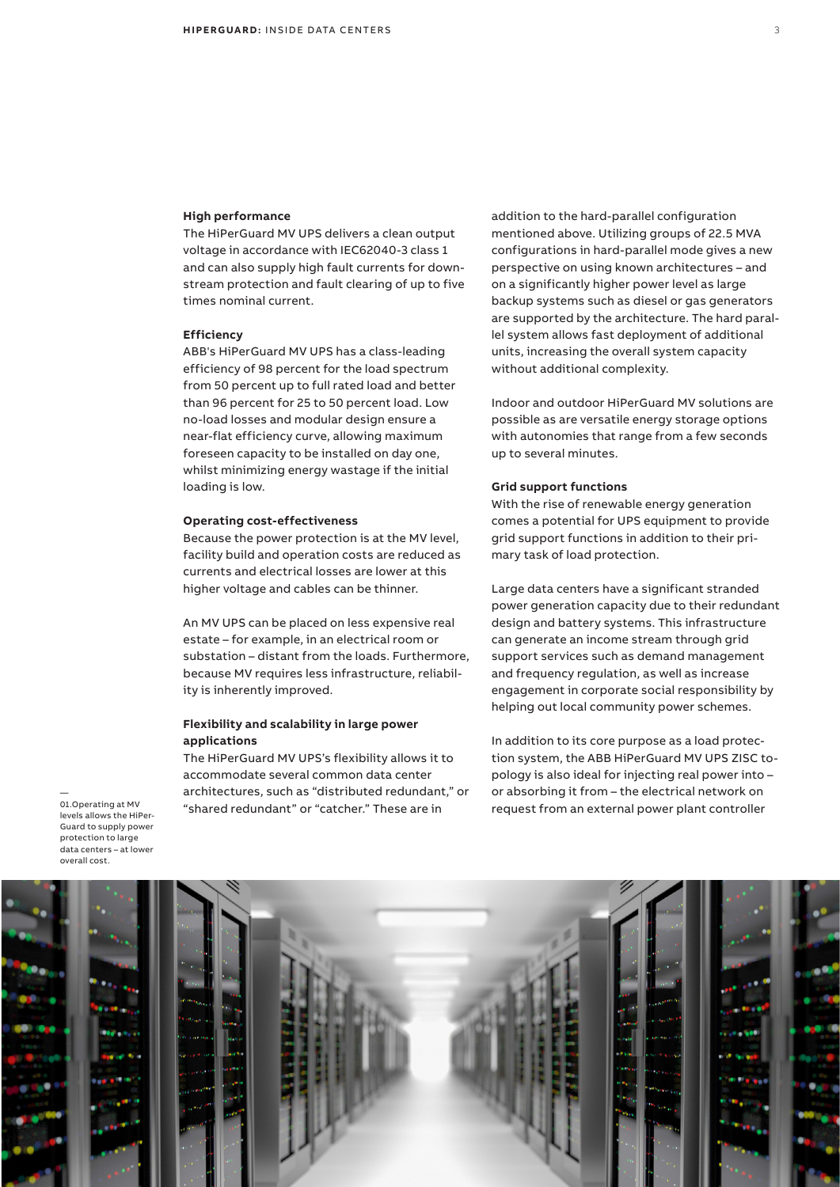### High performance

The HiPerGuard MV UPS delivers a clean output voltage in accordance with IEC62040-3 class 1 and can also supply high fault currents for downstream protection and fault clearing of up to five times nominal current.

### Efficiency

ABB's HiPerGuard MV UPS has a class-leading efficiency of 98 percent for the load spectrum from 50 percent up to full rated load and better than 96 percent for 25 to 50 percent load. Low no-load losses and modular design ensure a near-flat efficiency curve, allowing maximum foreseen capacity to be installed on day one, whilst minimizing energy wastage if the initial loading is low.

### Operating cost-effectiveness

Because the power protection is at the MV level, facility build and operation costs are reduced as currents and electrical losses are lower at this higher voltage and cables can be thinner.

An MV UPS can be placed on less expensive real estate – for example, in an electrical room or substation – distant from the loads. Furthermore, because MV requires less infrastructure, reliability is inherently improved.

### Flexibility and scalability in large power applications

The HiPerGuard MV UPS's flexibility allows it to accommodate several common data center architectures, such as "distributed redundant," or "shared redundant" or "catcher." These are in addition to the hard-parallel configuration mentioned above. Utilizing groups of 22.5 MVA configurations in hard-parallel mode gives a new perspective on using known architectures – and on a significantly higher power level as large backup systems such as diesel or gas generators are supported by the architecture. The hard parallel system allows fast deployment of additional units, increasing the overall system capacity without additional complexity.

Indoor and outdoor HiPerGuard MV solutions are possible as are versatile energy storage options with autonomies that range from a few seconds up to several minutes.

### Grid support functions

With the rise of renewable energy generation comes a potential for UPS equipment to provide grid support functions in addition to their primary task of load protection.

Large data centers have a significant stranded power generation capacity due to their redundant design and battery systems. This infrastructure can generate an income stream through grid support services such as demand management and frequency regulation, as well as increase engagement in corporate social responsibility by helping out local community power schemes.

In addition to its core purpose as a load protection system, the ABB HiPerGuard MV UPS ZISC topology is also ideal for injecting real power into – or absorbing it from – the electrical network on request from an external power plant controller

—
01. Operating at MV levels allows the HiPerGuard to supply power protection to large data centers – at lower overall cost.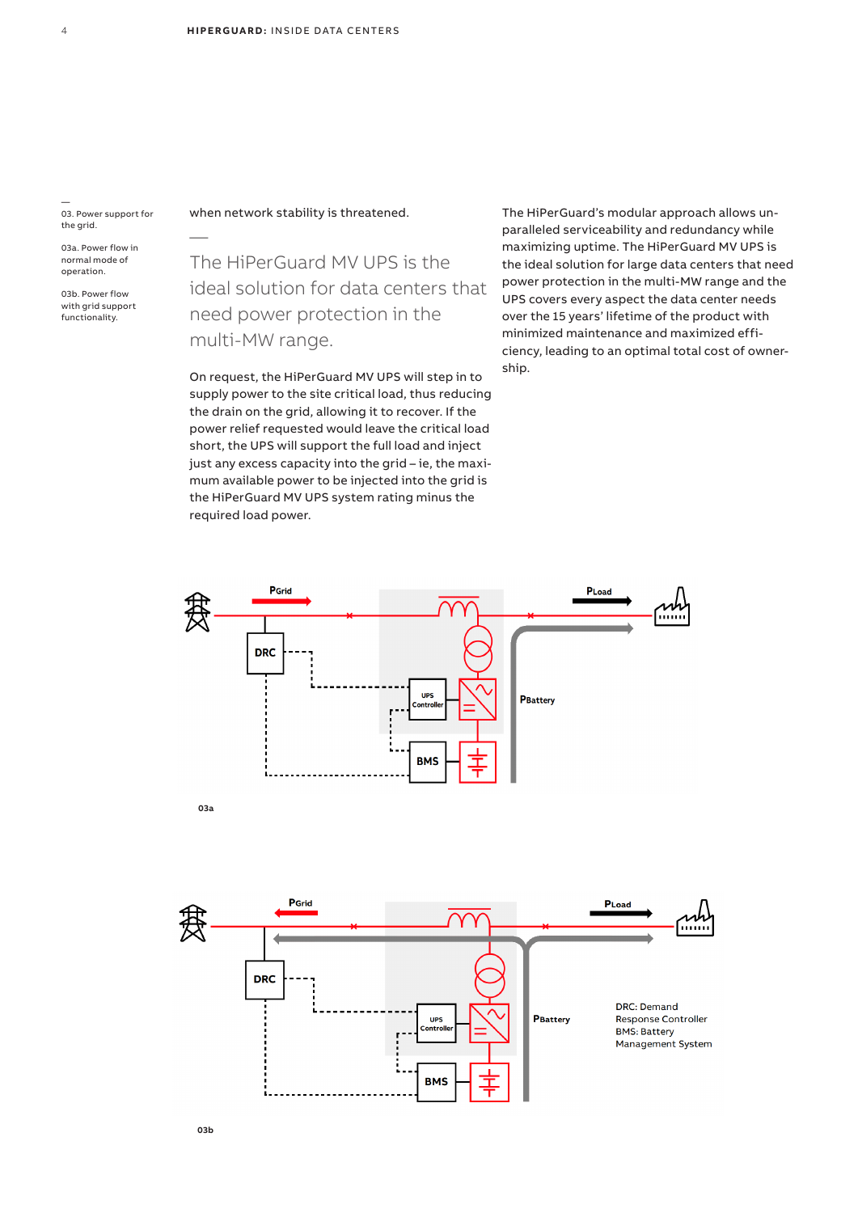03. Power support for the grid.

03a. Power flow in normal mode of operation.

03b. Power flow with grid support functionality.

when network stability is threatened.

The HiPerGuard MV UPS is the ideal solution for data centers that need power protection in the multi-MW range.

On request, the HiPerGuard MV UPS will step in to supply power to the site critical load, thus reducing the drain on the grid, allowing it to recover. If the power relief requested would leave the critical load short, the UPS will support the full load and inject just any excess capacity into the grid – ie, the maximum available power to be injected into the grid is the HiPerGuard MV UPS system rating minus the required load power.

The HiPerGuard's modular approach allows unparalleled serviceability and redundancy while maximizing uptime. The HiPerGuard MV UPS is the ideal solution for large data centers that need power protection in the multi-MW range and the UPS covers every aspect the data center needs over the 15 years' lifetime of the product with minimized maintenance and maximized efficiency, leading to an optimal total cost of ownership.

03a

03b

DRC: Demand Response Controller
BMS: Battery Management System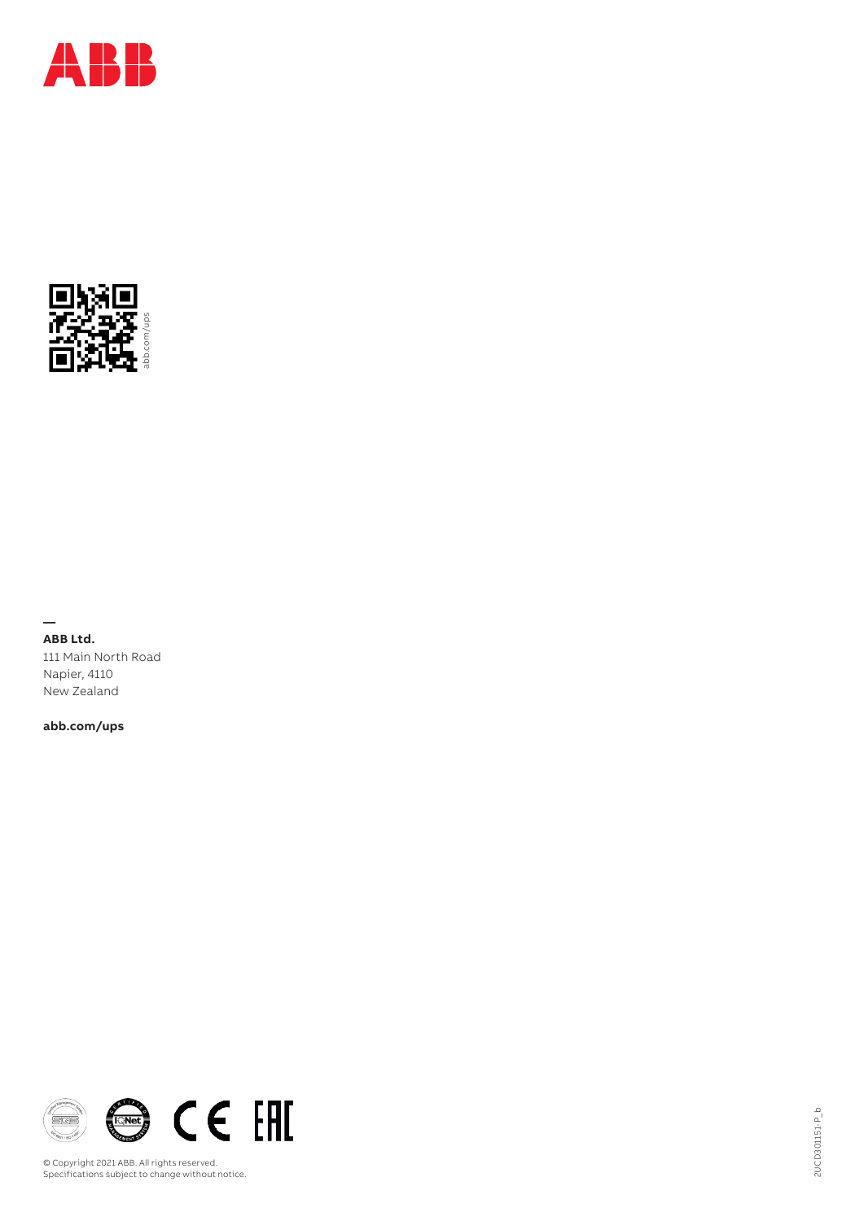abb.com/ups

—

**ABB Ltd.**
111 Main North Road
Napier, 4110
New Zealand

**abb.com/ups**

© Copyright 2021 ABB. All rights reserved.
Specifications subject to change without notice.

2UCD301151-P_b